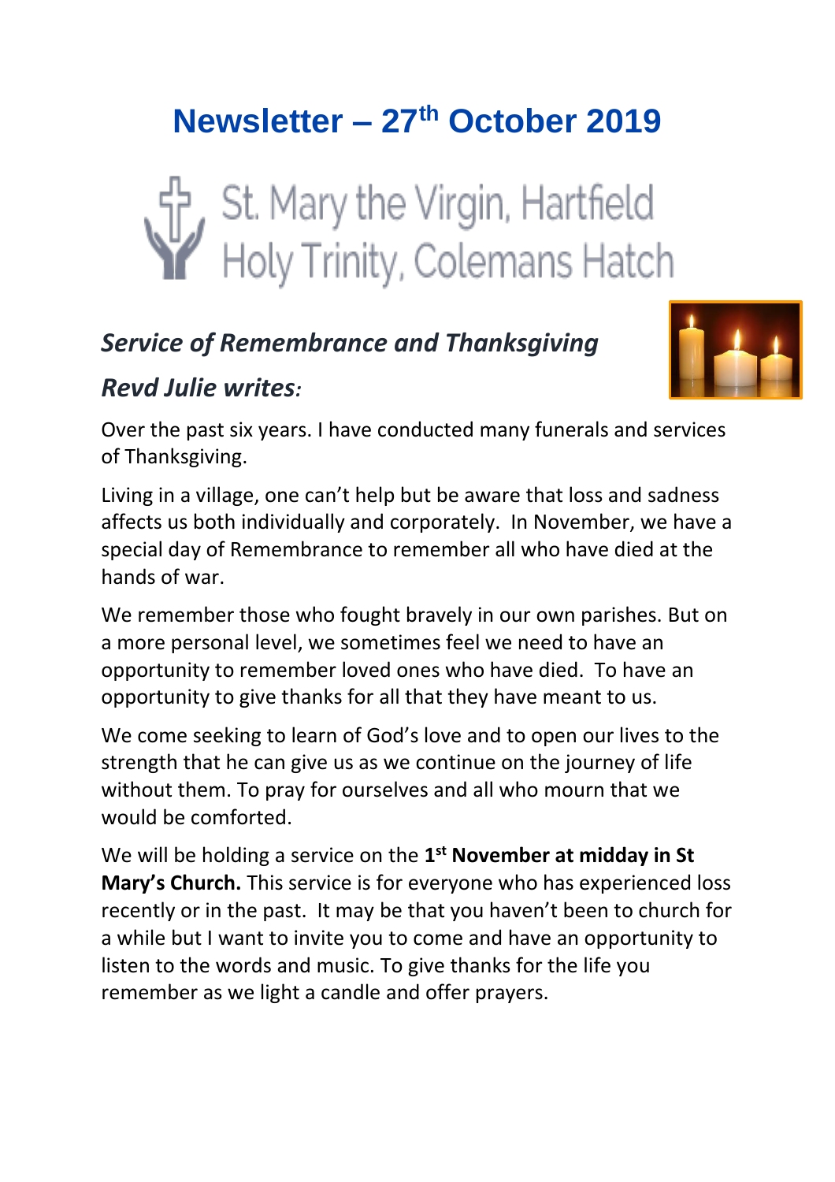# Newsletter – 27th October 2019

St. Mary the Virgin, Hartfield
Holy Trinity, Colemans Hatch

## *Service of Remembrance and Thanksgiving*

### *Revd Julie writes:*

Over the past six years. I have conducted many funerals and services of Thanksgiving.

Living in a village, one can't help but be aware that loss and sadness affects us both individually and corporately. In November, we have a special day of Remembrance to remember all who have died at the hands of war.

We remember those who fought bravely in our own parishes. But on a more personal level, we sometimes feel we need to have an opportunity to remember loved ones who have died. To have an opportunity to give thanks for all that they have meant to us.

We come seeking to learn of God's love and to open our lives to the strength that he can give us as we continue on the journey of life without them. To pray for ourselves and all who mourn that we would be comforted.

We will be holding a service on the **1st November at midday in St Mary's Church.** This service is for everyone who has experienced loss recently or in the past. It may be that you haven't been to church for a while but I want to invite you to come and have an opportunity to listen to the words and music. To give thanks for the life you remember as we light a candle and offer prayers.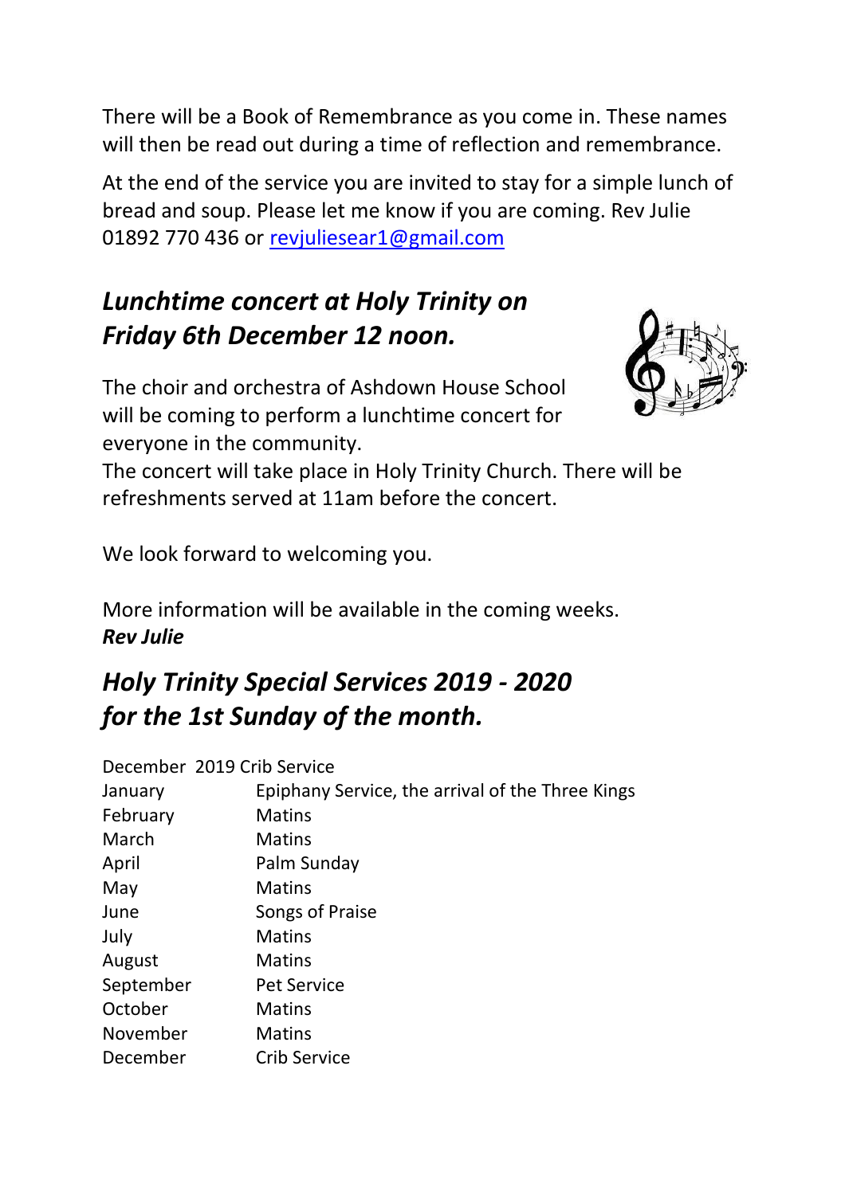There will be a Book of Remembrance as you come in. These names will then be read out during a time of reflection and remembrance.

At the end of the service you are invited to stay for a simple lunch of bread and soup. Please let me know if you are coming. Rev Julie 01892 770 436 or revjuliesear1@gmail.com

## *Lunchtime concert at Holy Trinity on Friday 6th December 12 noon.*

The choir and orchestra of Ashdown House School will be coming to perform a lunchtime concert for everyone in the community.
The concert will take place in Holy Trinity Church. There will be refreshments served at 11am before the concert.

We look forward to welcoming you.

More information will be available in the coming weeks.
***Rev Julie***

## *Holy Trinity Special Services 2019 - 2020 for the 1st Sunday of the month.*

| | |
|---|---|
| December 2019 | Crib Service |
| January | Epiphany Service, the arrival of the Three Kings |
| February | Matins |
| March | Matins |
| April | Palm Sunday |
| May | Matins |
| June | Songs of Praise |
| July | Matins |
| August | Matins |
| September | Pet Service |
| October | Matins |
| November | Matins |
| December | Crib Service |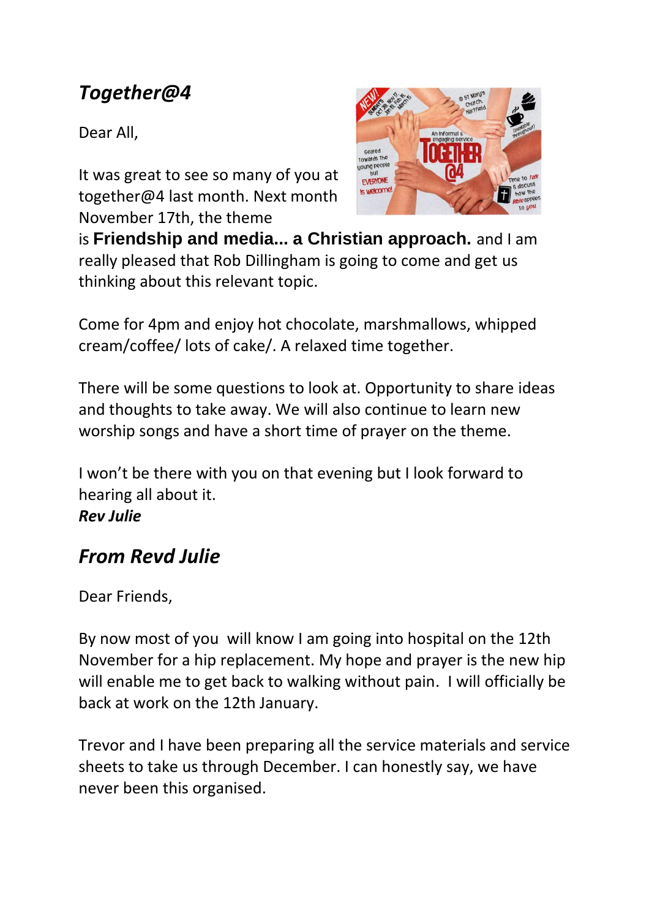## *Together@4*

Dear All,

It was great to see so many of you at together@4 last month. Next month November 17th, the theme is **Friendship and media... a Christian approach.** and I am really pleased that Rob Dillingham is going to come and get us thinking about this relevant topic.

Come for 4pm and enjoy hot chocolate, marshmallows, whipped cream/coffee/ lots of cake/. A relaxed time together.

There will be some questions to look at. Opportunity to share ideas and thoughts to take away. We will also continue to learn new worship songs and have a short time of prayer on the theme.

I won't be there with you on that evening but I look forward to hearing all about it.
***Rev Julie***

## *From Revd Julie*

Dear Friends,

By now most of you will know I am going into hospital on the 12th November for a hip replacement. My hope and prayer is the new hip will enable me to get back to walking without pain. I will officially be back at work on the 12th January.

Trevor and I have been preparing all the service materials and service sheets to take us through December. I can honestly say, we have never been this organised.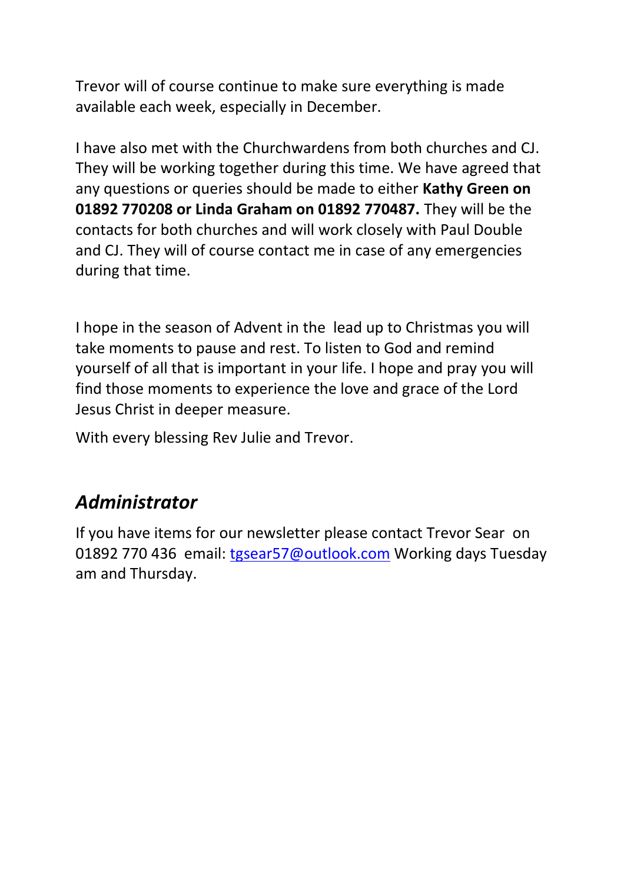Trevor will of course continue to make sure everything is made available each week, especially in December.

I have also met with the Churchwardens from both churches and CJ. They will be working together during this time. We have agreed that any questions or queries should be made to either **Kathy Green on 01892 770208 or Linda Graham on 01892 770487.** They will be the contacts for both churches and will work closely with Paul Double and CJ. They will of course contact me in case of any emergencies during that time.

I hope in the season of Advent in the lead up to Christmas you will take moments to pause and rest. To listen to God and remind yourself of all that is important in your life. I hope and pray you will find those moments to experience the love and grace of the Lord Jesus Christ in deeper measure.

With every blessing Rev Julie and Trevor.

## *Administrator*

If you have items for our newsletter please contact Trevor Sear on 01892 770 436 email: tgsear57@outlook.com Working days Tuesday am and Thursday.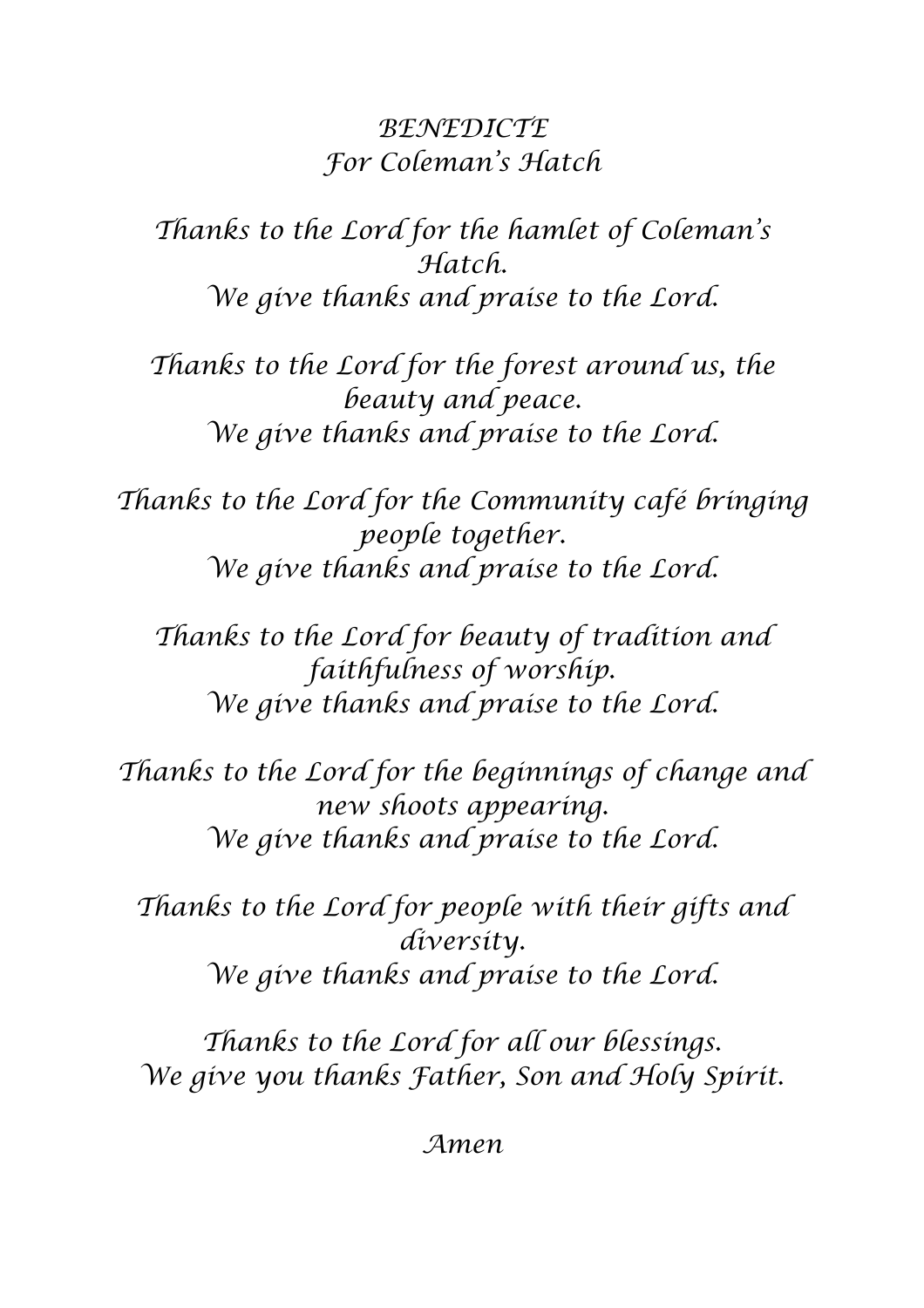*BENEDICTE*
*For Coleman's Hatch*

*Thanks to the Lord for the hamlet of Coleman's Hatch.*
*We give thanks and praise to the Lord.*

*Thanks to the Lord for the forest around us, the beauty and peace.*
*We give thanks and praise to the Lord.*

*Thanks to the Lord for the Community café bringing people together.*
*We give thanks and praise to the Lord.*

*Thanks to the Lord for beauty of tradition and faithfulness of worship.*
*We give thanks and praise to the Lord.*

*Thanks to the Lord for the beginnings of change and new shoots appearing.*
*We give thanks and praise to the Lord.*

*Thanks to the Lord for people with their gifts and diversity.*
*We give thanks and praise to the Lord.*

*Thanks to the Lord for all our blessings.*
*We give you thanks Father, Son and Holy Spirit.*

*Amen*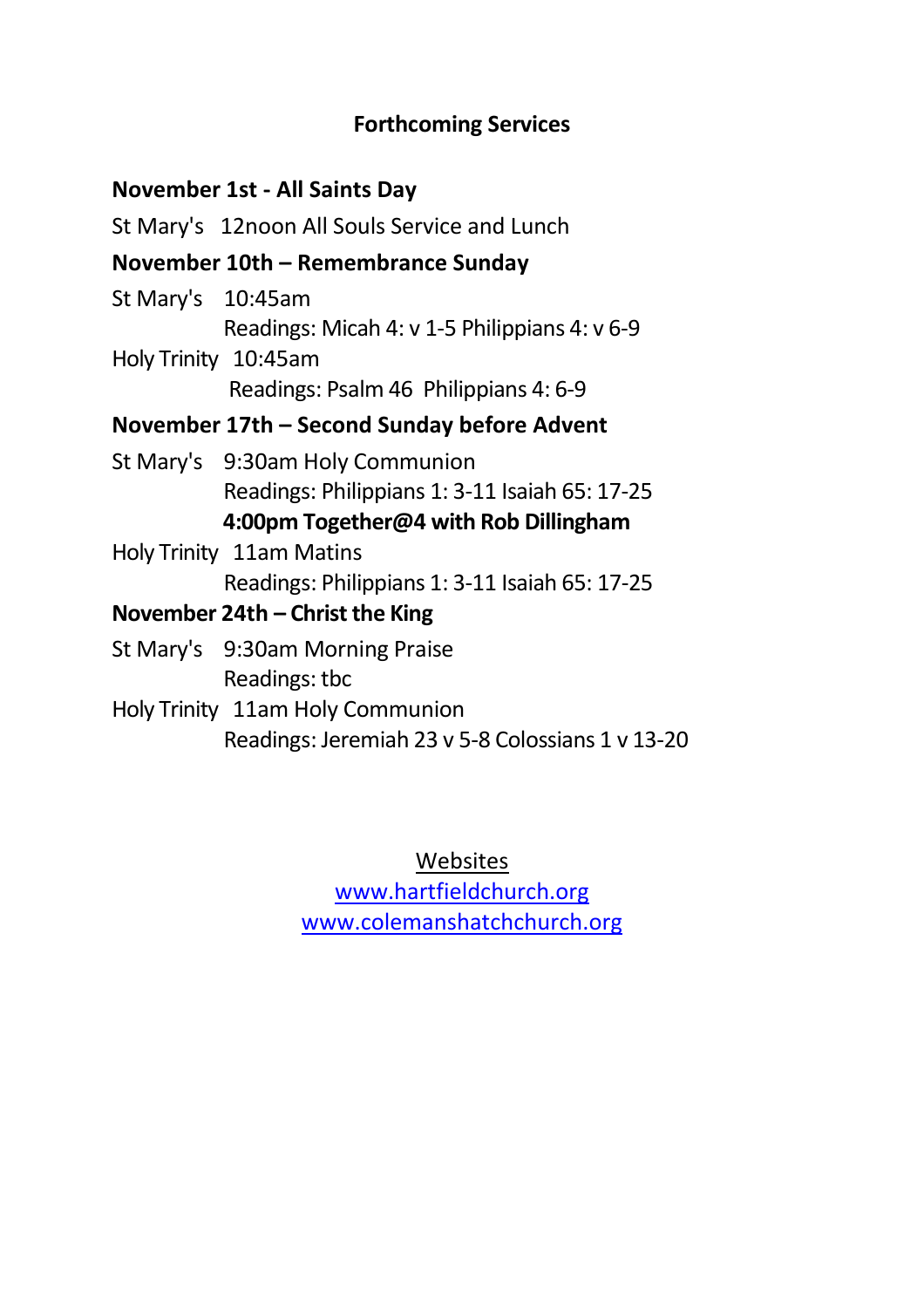## Forthcoming Services

**November 1st - All Saints Day**

St Mary's 12noon All Souls Service and Lunch

**November 10th – Remembrance Sunday**

St Mary's 10:45am
Readings: Micah 4: v 1-5 Philippians 4: v 6-9

Holy Trinity 10:45am
Readings: Psalm 46 Philippians 4: 6-9

**November 17th – Second Sunday before Advent**

St Mary's 9:30am Holy Communion
Readings: Philippians 1: 3-11 Isaiah 65: 17-25
**4:00pm Together@4 with Rob Dillingham**

Holy Trinity 11am Matins
Readings: Philippians 1: 3-11 Isaiah 65: 17-25

**November 24th – Christ the King**

St Mary's 9:30am Morning Praise
Readings: tbc

Holy Trinity 11am Holy Communion
Readings: Jeremiah 23 v 5-8 Colossians 1 v 13-20

Websites

www.hartfieldchurch.org

www.colemanshatchchurch.org